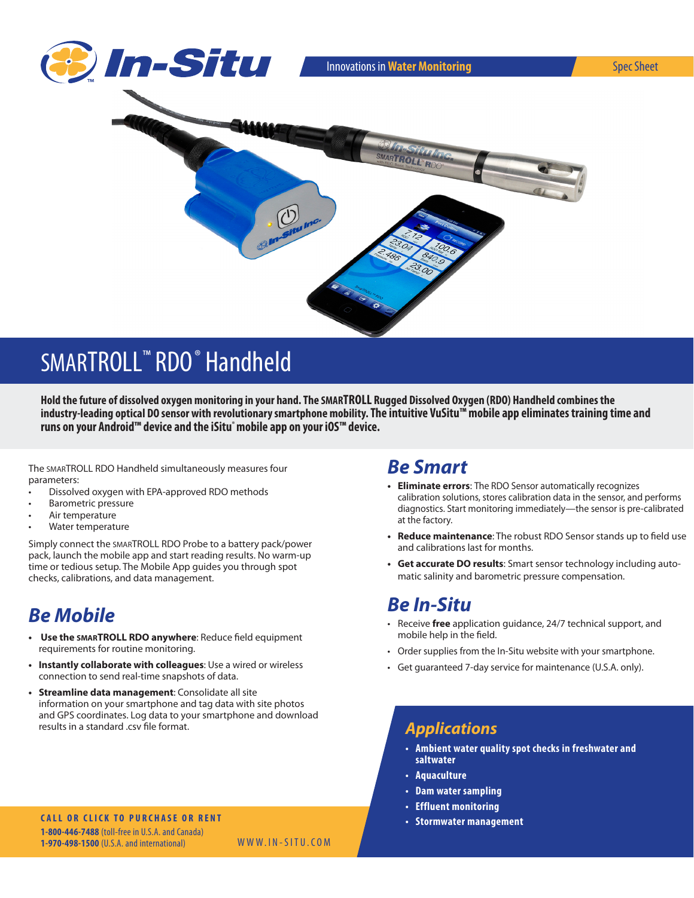In-Situ

Innovations in **Water Monitoring** | Spec Sheet

# SMARTROLL™ RDO® Handheld

**Hold the future of dissolved oxygen monitoring in your hand. The SMARTROLL Rugged Dissolved Oxygen (RDO) Handheld combines the industry-leading optical DO sensor with revolutionary smartphone mobility. The intuitive VuSitu™ mobile app eliminates training time and runs on your Android™ device and the iSitu® mobile app on your iOS™ device.**

The SMARTROLL RDO Handheld simultaneously measures four parameters:

- Dissolved oxygen with EPA-approved RDO methods
- Barometric pressure
- Air temperature
- Water temperature

Simply connect the SMARTROLL RDO Probe to a battery pack/power pack, launch the mobile app and start reading results. No warm-up time or tedious setup. The Mobile App guides you through spot checks, calibrations, and data management.

## Be Mobile

- **Use the SMARTROLL RDO anywhere**: Reduce field equipment requirements for routine monitoring.
- **Instantly collaborate with colleagues**: Use a wired or wireless connection to send real-time snapshots of data.
- **Streamline data management**: Consolidate all site information on your smartphone and tag data with site photos and GPS coordinates. Log data to your smartphone and download results in a standard .csv file format.

## Be Smart

- **Eliminate errors**: The RDO Sensor automatically recognizes calibration solutions, stores calibration data in the sensor, and performs diagnostics. Start monitoring immediately—the sensor is pre-calibrated at the factory.
- **Reduce maintenance**: The robust RDO Sensor stands up to field use and calibrations last for months.
- **Get accurate DO results**: Smart sensor technology including automatic salinity and barometric pressure compensation.

## Be In-Situ

- Receive **free** application guidance, 24/7 technical support, and mobile help in the field.
- Order supplies from the In-Situ website with your smartphone.
- Get guaranteed 7-day service for maintenance (U.S.A. only).

## Applications

- **Ambient water quality spot checks in freshwater and saltwater**
- **Aquaculture**
- **Dam water sampling**
- **Effluent monitoring**
- **Stormwater management**

**CALL OR CLICK TO PURCHASE OR RENT**

**1-800-446-7488** (toll-free in U.S.A. and Canada)
**1-970-498-1500** (U.S.A. and international)

WWW.IN-SITU.COM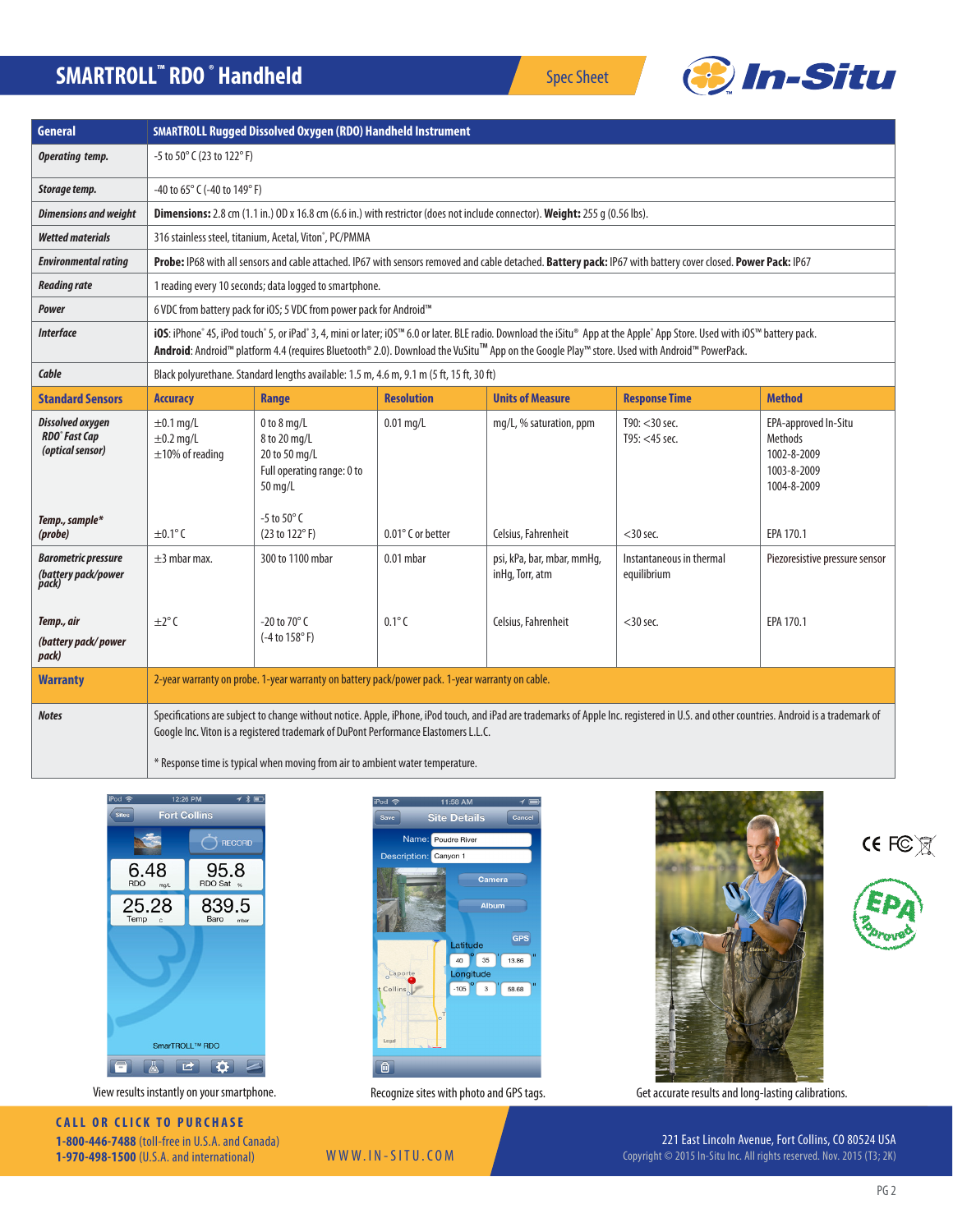# SMARTROLL™ RDO® Handheld

Spec Sheet

| General | SMARTROLL Rugged Dissolved Oxygen (RDO) Handheld Instrument | | | | | |
|---|---|---|---|---|---|---|
| *Operating temp.* | -5 to 50° C (23 to 122° F) | | | | | |
| *Storage temp.* | -40 to 65° C (-40 to 149° F) | | | | | |
| *Dimensions and weight* | **Dimensions:** 2.8 cm (1.1 in.) OD x 16.8 cm (6.6 in.) with restrictor (does not include connector). **Weight:** 255 g (0.56 lbs). | | | | | |
| *Wetted materials* | 316 stainless steel, titanium, Acetal, Viton®, PC/PMMA | | | | | |
| *Environmental rating* | **Probe:** IP68 with all sensors and cable attached. IP67 with sensors removed and cable detached. **Battery pack:** IP67 with battery cover closed. **Power Pack:** IP67 | | | | | |
| *Reading rate* | 1 reading every 10 seconds; data logged to smartphone. | | | | | |
| *Power* | 6 VDC from battery pack for iOS; 5 VDC from power pack for Android™ | | | | | |
| *Interface* | **iOS**: iPhone® 4S, iPod touch® 5, or iPad® 3, 4, mini or later; iOS™ 6.0 or later. BLE radio. Download the iSitu® App at the Apple® App Store. Used with iOS™ battery pack. **Android**: Android™ platform 4.4 (requires Bluetooth® 2.0). Download the VuSitu™ App on the Google Play™ store. Used with Android™ PowerPack. | | | | | |
| *Cable* | Black polyurethane. Standard lengths available: 1.5 m, 4.6 m, 9.1 m (5 ft, 15 ft, 30 ft) | | | | | |
| **Standard Sensors** | **Accuracy** | **Range** | **Resolution** | **Units of Measure** | **Response Time** | **Method** |
| *Dissolved oxygen RDO® Fast Cap (optical sensor)* | ±0.1 mg/L<br>±0.2 mg/L<br>±10% of reading | 0 to 8 mg/L<br>8 to 20 mg/L<br>20 to 50 mg/L<br>Full operating range: 0 to 50 mg/L | 0.01 mg/L | mg/L, % saturation, ppm | T90: <30 sec.<br>T95: <45 sec. | EPA-approved In-Situ Methods<br>1002-8-2009<br>1003-8-2009<br>1004-8-2009 |
| *Temp., sample* (probe)* | ±0.1° C | -5 to 50° C (23 to 122° F) | 0.01° C or better | Celsius, Fahrenheit | <30 sec. | EPA 170.1 |
| *Barometric pressure (battery pack/power pack)* | ±3 mbar max. | 300 to 1100 mbar | 0.01 mbar | psi, kPa, bar, mbar, mmHg, inHg, Torr, atm | Instantaneous in thermal equilibrium | Piezoresistive pressure sensor |
| *Temp., air (battery pack/ power pack)* | ±2° C | -20 to 70° C (-4 to 158° F) | 0.1° C | Celsius, Fahrenheit | <30 sec. | EPA 170.1 |
| **Warranty** | 2-year warranty on probe. 1-year warranty on battery pack/power pack. 1-year warranty on cable. | | | | | |
| *Notes* | Specifications are subject to change without notice. Apple, iPhone, iPod touch, and iPad are trademarks of Apple Inc. registered in U.S. and other countries. Android is a trademark of Google Inc. Viton is a registered trademark of DuPont Performance Elastomers L.L.C.<br><br>* Response time is typical when moving from air to ambient water temperature. | | | | | |

View results instantly on your smartphone.

Recognize sites with photo and GPS tags.

Get accurate results and long-lasting calibrations.

**CALL OR CLICK TO PURCHASE**

**1-800-446-7488** (toll-free in U.S.A. and Canada)
**1-970-498-1500** (U.S.A. and international)

WWW.IN-SITU.COM

221 East Lincoln Avenue, Fort Collins, CO 80524 USA
Copyright © 2015 In-Situ Inc. All rights reserved. Nov. 2015 (T3; 2K)